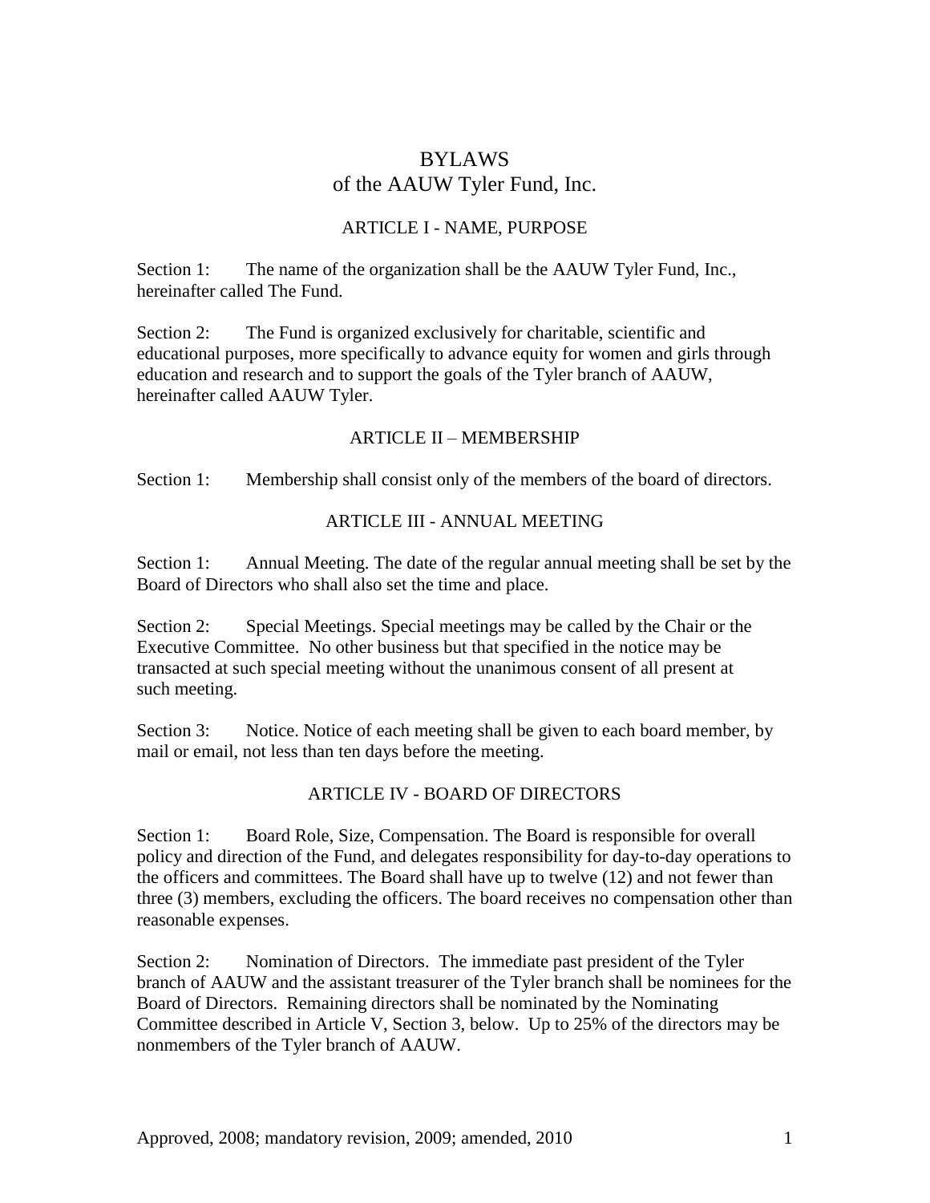# BYLAWS
# of the AAUW Tyler Fund, Inc.

## ARTICLE I - NAME, PURPOSE

Section 1: The name of the organization shall be the AAUW Tyler Fund, Inc., hereinafter called The Fund.

Section 2: The Fund is organized exclusively for charitable, scientific and educational purposes, more specifically to advance equity for women and girls through education and research and to support the goals of the Tyler branch of AAUW, hereinafter called AAUW Tyler.

## ARTICLE II – MEMBERSHIP

Section 1: Membership shall consist only of the members of the board of directors.

## ARTICLE III - ANNUAL MEETING

Section 1: Annual Meeting. The date of the regular annual meeting shall be set by the Board of Directors who shall also set the time and place.

Section 2: Special Meetings. Special meetings may be called by the Chair or the Executive Committee. No other business but that specified in the notice may be transacted at such special meeting without the unanimous consent of all present at such meeting.

Section 3: Notice. Notice of each meeting shall be given to each board member, by mail or email, not less than ten days before the meeting.

## ARTICLE IV - BOARD OF DIRECTORS

Section 1: Board Role, Size, Compensation. The Board is responsible for overall policy and direction of the Fund, and delegates responsibility for day-to-day operations to the officers and committees. The Board shall have up to twelve (12) and not fewer than three (3) members, excluding the officers. The board receives no compensation other than reasonable expenses.

Section 2: Nomination of Directors. The immediate past president of the Tyler branch of AAUW and the assistant treasurer of the Tyler branch shall be nominees for the Board of Directors. Remaining directors shall be nominated by the Nominating Committee described in Article V, Section 3, below. Up to 25% of the directors may be nonmembers of the Tyler branch of AAUW.

Approved, 2008; mandatory revision, 2009; amended, 2010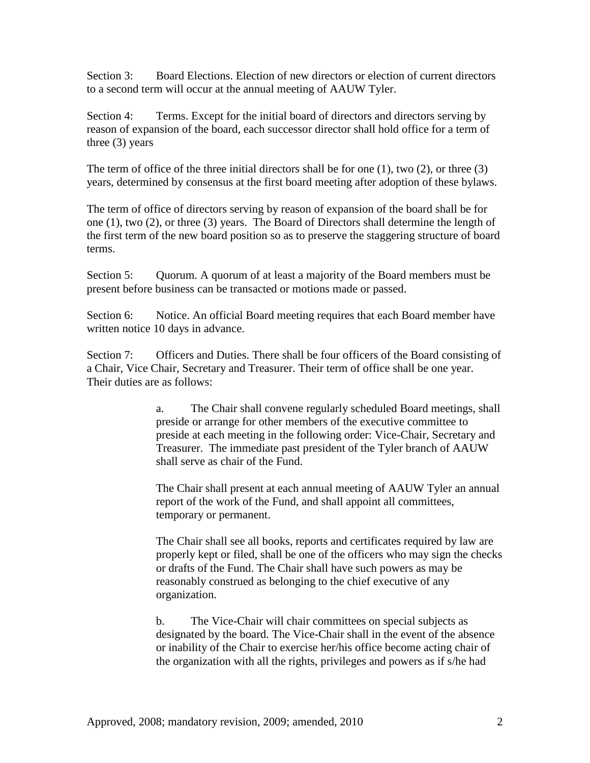Section 3: Board Elections. Election of new directors or election of current directors to a second term will occur at the annual meeting of AAUW Tyler.

Section 4: Terms. Except for the initial board of directors and directors serving by reason of expansion of the board, each successor director shall hold office for a term of three (3) years

The term of office of the three initial directors shall be for one (1), two (2), or three (3) years, determined by consensus at the first board meeting after adoption of these bylaws.

The term of office of directors serving by reason of expansion of the board shall be for one (1), two (2), or three (3) years. The Board of Directors shall determine the length of the first term of the new board position so as to preserve the staggering structure of board terms.

Section 5: Quorum. A quorum of at least a majority of the Board members must be present before business can be transacted or motions made or passed.

Section 6: Notice. An official Board meeting requires that each Board member have written notice 10 days in advance.

Section 7: Officers and Duties. There shall be four officers of the Board consisting of a Chair, Vice Chair, Secretary and Treasurer. Their term of office shall be one year. Their duties are as follows:

> a. The Chair shall convene regularly scheduled Board meetings, shall preside or arrange for other members of the executive committee to preside at each meeting in the following order: Vice-Chair, Secretary and Treasurer. The immediate past president of the Tyler branch of AAUW shall serve as chair of the Fund.
>
> The Chair shall present at each annual meeting of AAUW Tyler an annual report of the work of the Fund, and shall appoint all committees, temporary or permanent.
>
> The Chair shall see all books, reports and certificates required by law are properly kept or filed, shall be one of the officers who may sign the checks or drafts of the Fund. The Chair shall have such powers as may be reasonably construed as belonging to the chief executive of any organization.
>
> b. The Vice-Chair will chair committees on special subjects as designated by the board. The Vice-Chair shall in the event of the absence or inability of the Chair to exercise her/his office become acting chair of the organization with all the rights, privileges and powers as if s/he had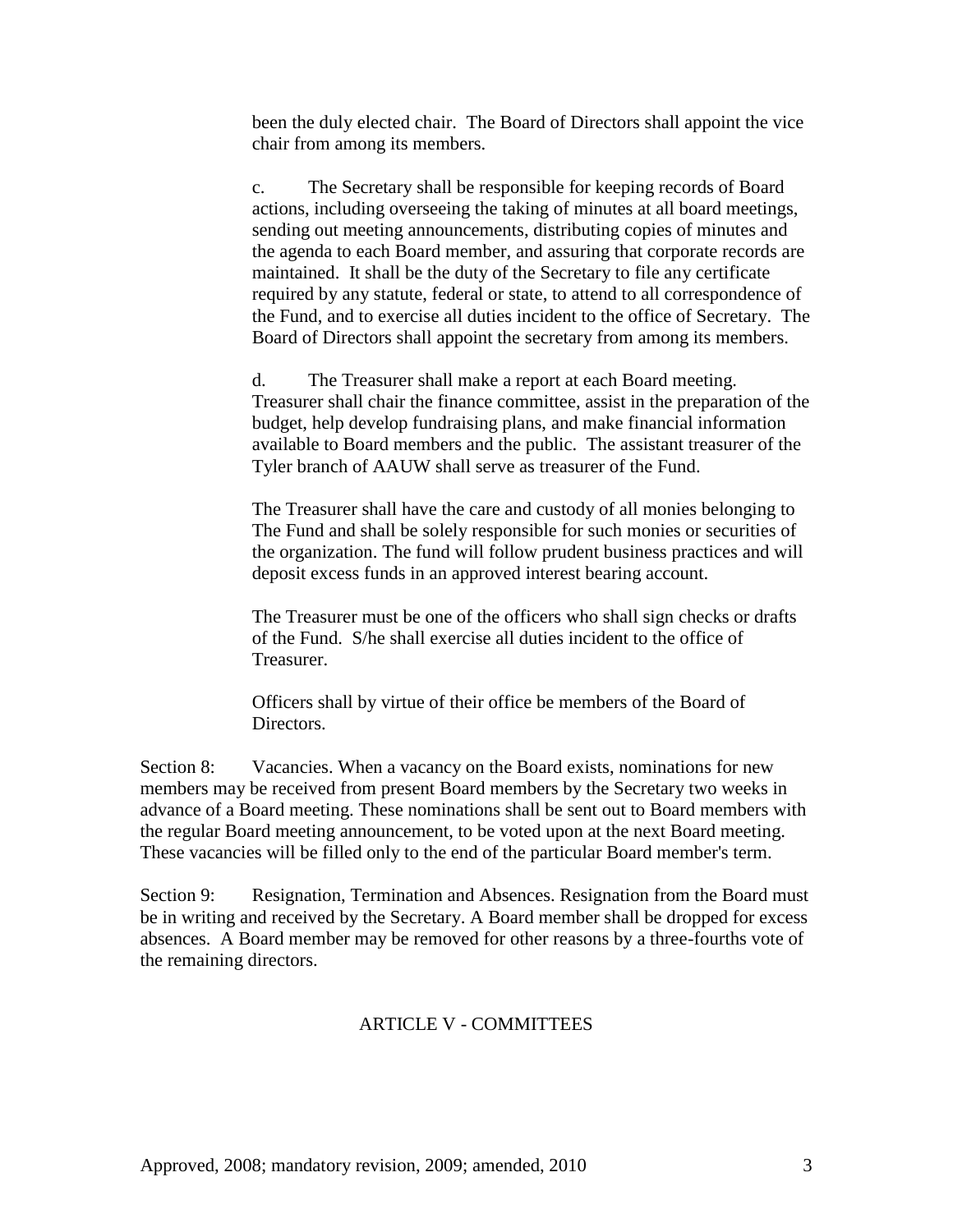been the duly elected chair. The Board of Directors shall appoint the vice chair from among its members.

c. The Secretary shall be responsible for keeping records of Board actions, including overseeing the taking of minutes at all board meetings, sending out meeting announcements, distributing copies of minutes and the agenda to each Board member, and assuring that corporate records are maintained. It shall be the duty of the Secretary to file any certificate required by any statute, federal or state, to attend to all correspondence of the Fund, and to exercise all duties incident to the office of Secretary. The Board of Directors shall appoint the secretary from among its members.

d. The Treasurer shall make a report at each Board meeting. Treasurer shall chair the finance committee, assist in the preparation of the budget, help develop fundraising plans, and make financial information available to Board members and the public. The assistant treasurer of the Tyler branch of AAUW shall serve as treasurer of the Fund.

The Treasurer shall have the care and custody of all monies belonging to The Fund and shall be solely responsible for such monies or securities of the organization. The fund will follow prudent business practices and will deposit excess funds in an approved interest bearing account.

The Treasurer must be one of the officers who shall sign checks or drafts of the Fund. S/he shall exercise all duties incident to the office of Treasurer.

Officers shall by virtue of their office be members of the Board of Directors.

Section 8: Vacancies. When a vacancy on the Board exists, nominations for new members may be received from present Board members by the Secretary two weeks in advance of a Board meeting. These nominations shall be sent out to Board members with the regular Board meeting announcement, to be voted upon at the next Board meeting. These vacancies will be filled only to the end of the particular Board member's term.

Section 9: Resignation, Termination and Absences. Resignation from the Board must be in writing and received by the Secretary. A Board member shall be dropped for excess absences. A Board member may be removed for other reasons by a three-fourths vote of the remaining directors.

## ARTICLE V - COMMITTEES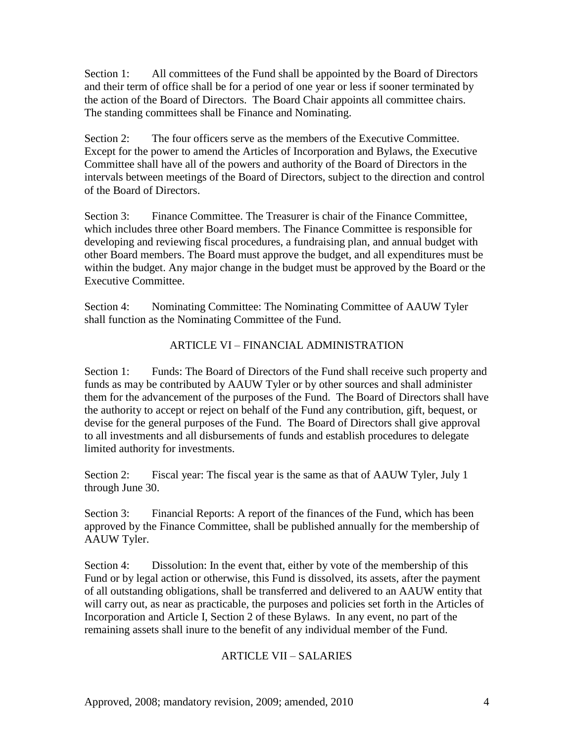Section 1: All committees of the Fund shall be appointed by the Board of Directors and their term of office shall be for a period of one year or less if sooner terminated by the action of the Board of Directors. The Board Chair appoints all committee chairs. The standing committees shall be Finance and Nominating.

Section 2: The four officers serve as the members of the Executive Committee. Except for the power to amend the Articles of Incorporation and Bylaws, the Executive Committee shall have all of the powers and authority of the Board of Directors in the intervals between meetings of the Board of Directors, subject to the direction and control of the Board of Directors.

Section 3: Finance Committee. The Treasurer is chair of the Finance Committee, which includes three other Board members. The Finance Committee is responsible for developing and reviewing fiscal procedures, a fundraising plan, and annual budget with other Board members. The Board must approve the budget, and all expenditures must be within the budget. Any major change in the budget must be approved by the Board or the Executive Committee.

Section 4: Nominating Committee: The Nominating Committee of AAUW Tyler shall function as the Nominating Committee of the Fund.

## ARTICLE VI – FINANCIAL ADMINISTRATION

Section 1: Funds: The Board of Directors of the Fund shall receive such property and funds as may be contributed by AAUW Tyler or by other sources and shall administer them for the advancement of the purposes of the Fund. The Board of Directors shall have the authority to accept or reject on behalf of the Fund any contribution, gift, bequest, or devise for the general purposes of the Fund. The Board of Directors shall give approval to all investments and all disbursements of funds and establish procedures to delegate limited authority for investments.

Section 2: Fiscal year: The fiscal year is the same as that of AAUW Tyler, July 1 through June 30.

Section 3: Financial Reports: A report of the finances of the Fund, which has been approved by the Finance Committee, shall be published annually for the membership of AAUW Tyler.

Section 4: Dissolution: In the event that, either by vote of the membership of this Fund or by legal action or otherwise, this Fund is dissolved, its assets, after the payment of all outstanding obligations, shall be transferred and delivered to an AAUW entity that will carry out, as near as practicable, the purposes and policies set forth in the Articles of Incorporation and Article I, Section 2 of these Bylaws. In any event, no part of the remaining assets shall inure to the benefit of any individual member of the Fund.

## ARTICLE VII – SALARIES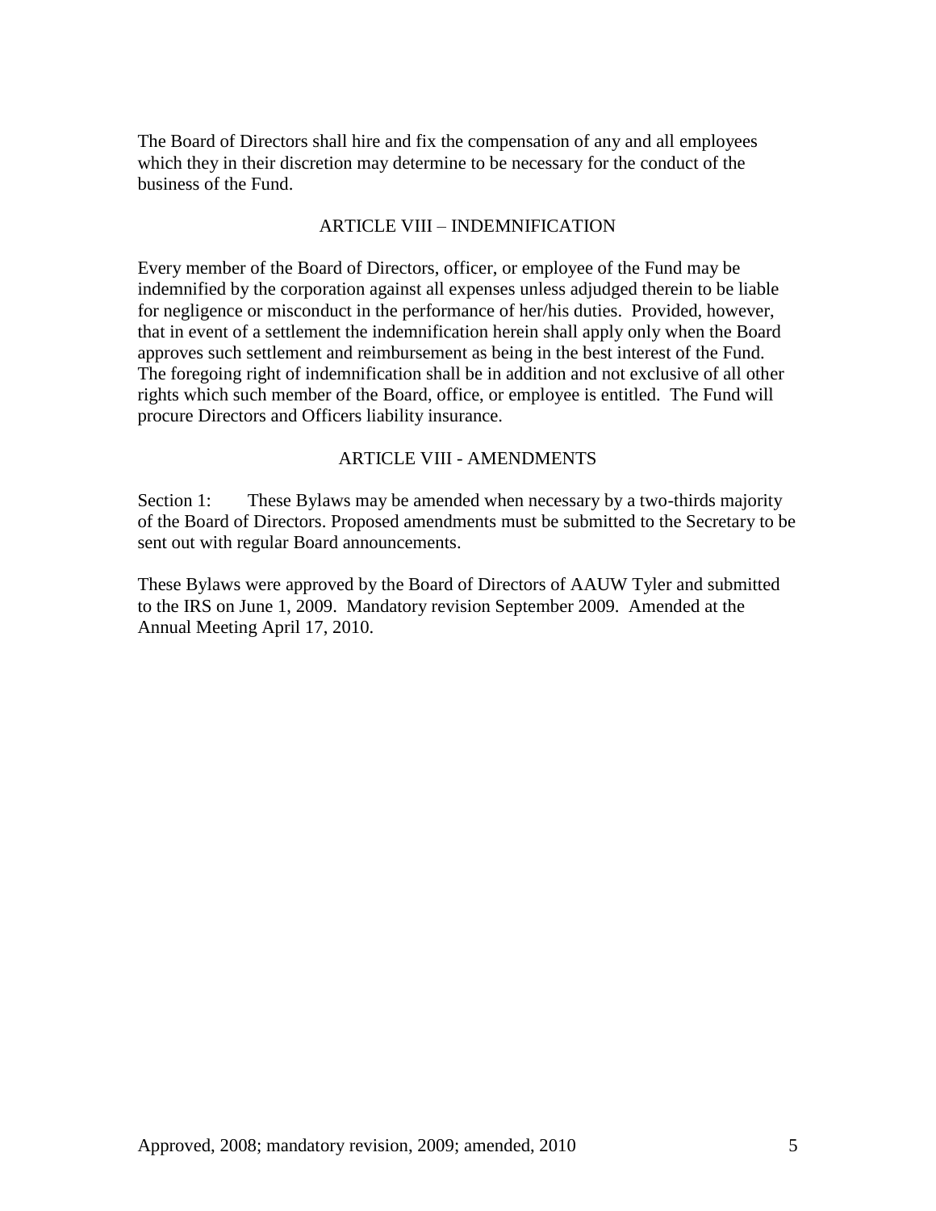The Board of Directors shall hire and fix the compensation of any and all employees which they in their discretion may determine to be necessary for the conduct of the business of the Fund.

## ARTICLE VIII – INDEMNIFICATION

Every member of the Board of Directors, officer, or employee of the Fund may be indemnified by the corporation against all expenses unless adjudged therein to be liable for negligence or misconduct in the performance of her/his duties. Provided, however, that in event of a settlement the indemnification herein shall apply only when the Board approves such settlement and reimbursement as being in the best interest of the Fund. The foregoing right of indemnification shall be in addition and not exclusive of all other rights which such member of the Board, office, or employee is entitled. The Fund will procure Directors and Officers liability insurance.

## ARTICLE VIII - AMENDMENTS

Section 1: These Bylaws may be amended when necessary by a two-thirds majority of the Board of Directors. Proposed amendments must be submitted to the Secretary to be sent out with regular Board announcements.

These Bylaws were approved by the Board of Directors of AAUW Tyler and submitted to the IRS on June 1, 2009. Mandatory revision September 2009. Amended at the Annual Meeting April 17, 2010.